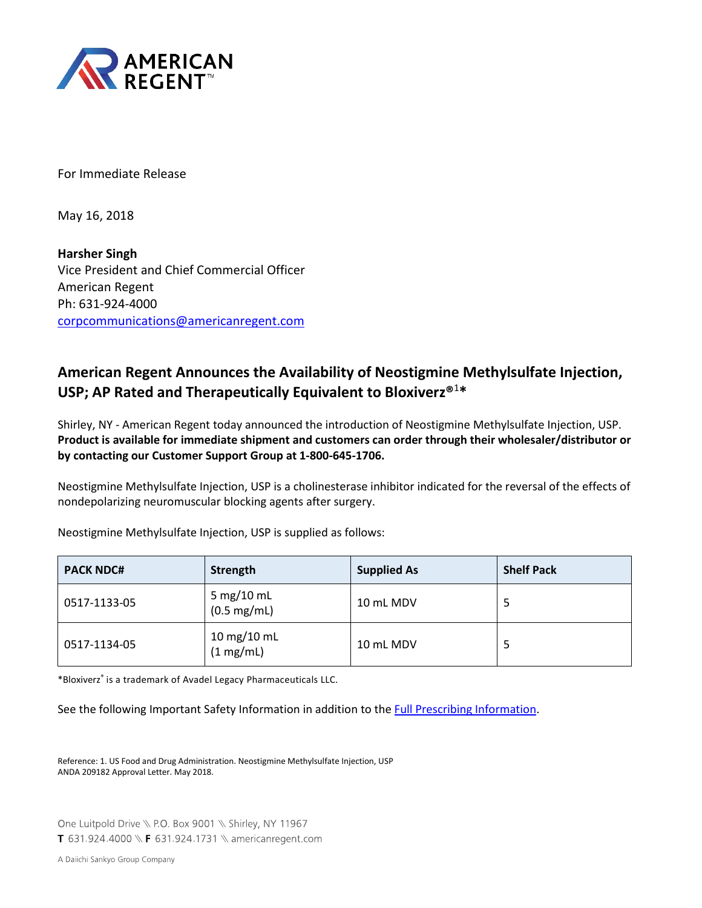AMERICAN REGENT™

For Immediate Release

May 16, 2018

**Harsher Singh**
Vice President and Chief Commercial Officer
American Regent
Ph: 631-924-4000
corpcommunications@americanregent.com

## American Regent Announces the Availability of Neostigmine Methylsulfate Injection, USP; AP Rated and Therapeutically Equivalent to Bloxiverz®[1]*

Shirley, NY - American Regent today announced the introduction of Neostigmine Methylsulfate Injection, USP. **Product is available for immediate shipment and customers can order through their wholesaler/distributor or by contacting our Customer Support Group at 1-800-645-1706.**

Neostigmine Methylsulfate Injection, USP is a cholinesterase inhibitor indicated for the reversal of the effects of nondepolarizing neuromuscular blocking agents after surgery.

Neostigmine Methylsulfate Injection, USP is supplied as follows:

| PACK NDC# | Strength | Supplied As | Shelf Pack |
| --- | --- | --- | --- |
| 0517-1133-05 | 5 mg/10 mL (0.5 mg/mL) | 10 mL MDV | 5 |
| 0517-1134-05 | 10 mg/10 mL (1 mg/mL) | 10 mL MDV | 5 |

*Bloxiverz® is a trademark of Avadel Legacy Pharmaceuticals LLC.

See the following Important Safety Information in addition to the Full Prescribing Information.

Reference: 1. US Food and Drug Administration. Neostigmine Methylsulfate Injection, USP ANDA 209182 Approval Letter. May 2018.

One Luitpold Drive \\ P.O. Box 9001 \\ Shirley, NY 11967
**T** 631.924.4000 \\ **F** 631.924.1731 \\ americanregent.com

A Daiichi Sankyo Group Company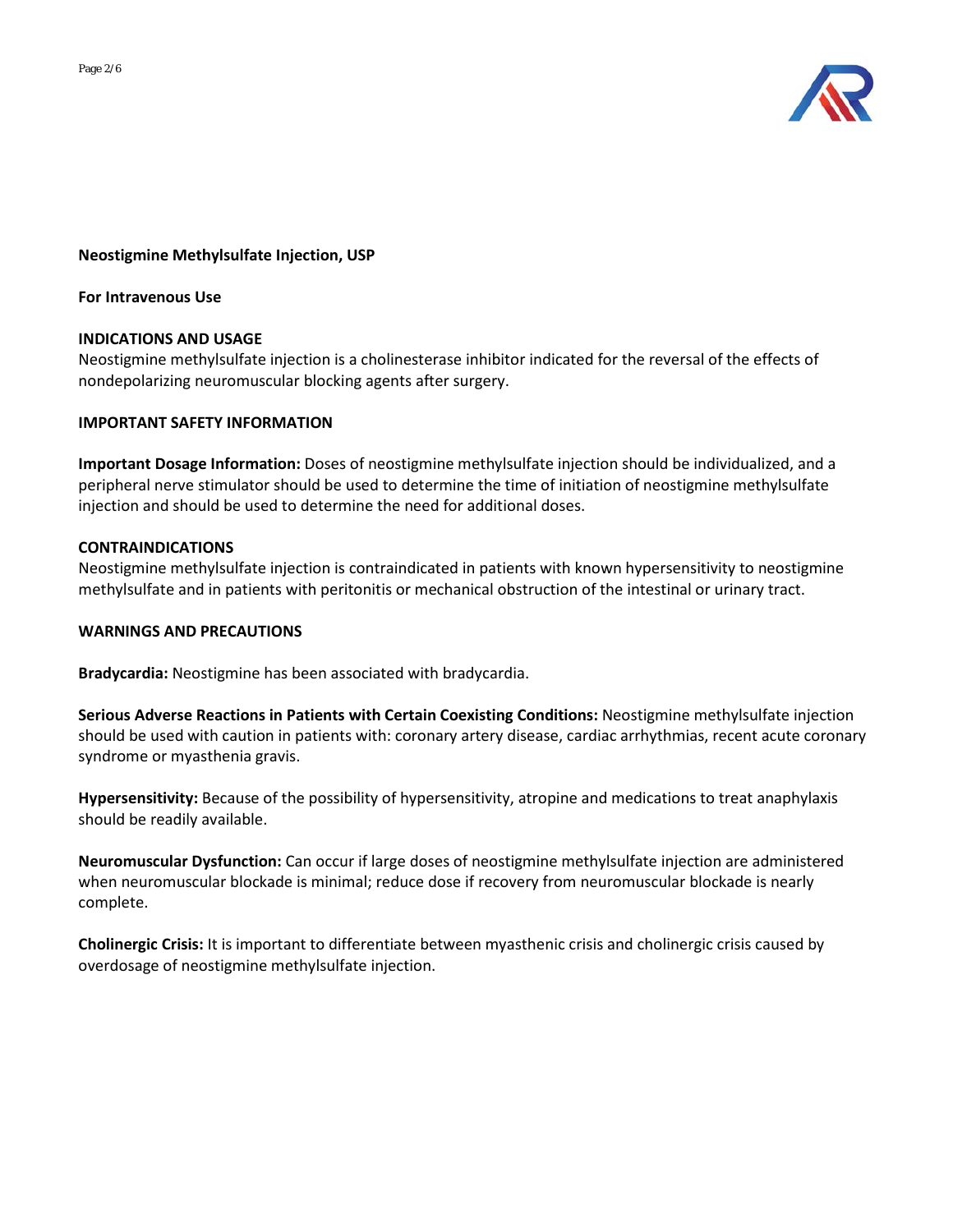**Neostigmine Methylsulfate Injection, USP**

**For Intravenous Use**

## INDICATIONS AND USAGE

Neostigmine methylsulfate injection is a cholinesterase inhibitor indicated for the reversal of the effects of nondepolarizing neuromuscular blocking agents after surgery.

## IMPORTANT SAFETY INFORMATION

**Important Dosage Information:** Doses of neostigmine methylsulfate injection should be individualized, and a peripheral nerve stimulator should be used to determine the time of initiation of neostigmine methylsulfate injection and should be used to determine the need for additional doses.

## CONTRAINDICATIONS

Neostigmine methylsulfate injection is contraindicated in patients with known hypersensitivity to neostigmine methylsulfate and in patients with peritonitis or mechanical obstruction of the intestinal or urinary tract.

## WARNINGS AND PRECAUTIONS

**Bradycardia:** Neostigmine has been associated with bradycardia.

**Serious Adverse Reactions in Patients with Certain Coexisting Conditions:** Neostigmine methylsulfate injection should be used with caution in patients with: coronary artery disease, cardiac arrhythmias, recent acute coronary syndrome or myasthenia gravis.

**Hypersensitivity:** Because of the possibility of hypersensitivity, atropine and medications to treat anaphylaxis should be readily available.

**Neuromuscular Dysfunction:** Can occur if large doses of neostigmine methylsulfate injection are administered when neuromuscular blockade is minimal; reduce dose if recovery from neuromuscular blockade is nearly complete.

**Cholinergic Crisis:** It is important to differentiate between myasthenic crisis and cholinergic crisis caused by overdosage of neostigmine methylsulfate injection.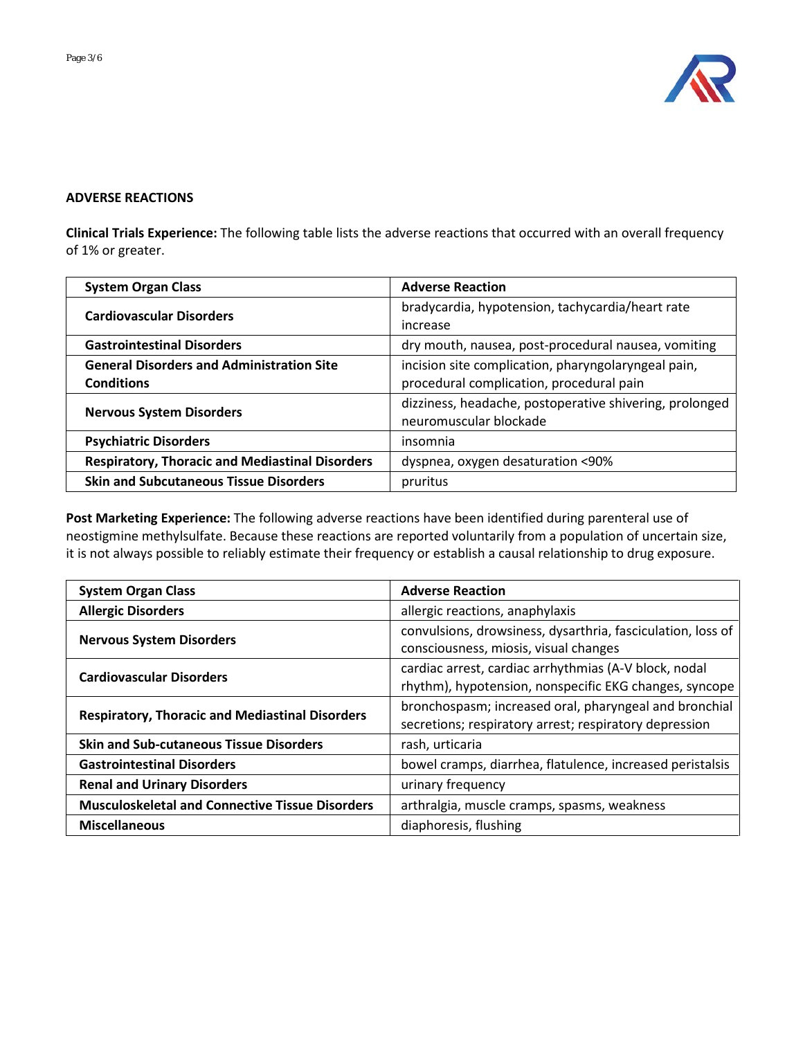## ADVERSE REACTIONS

**Clinical Trials Experience:** The following table lists the adverse reactions that occurred with an overall frequency of 1% or greater.

| System Organ Class | Adverse Reaction |
|---|---|
| **Cardiovascular Disorders** | bradycardia, hypotension, tachycardia/heart rate increase |
| **Gastrointestinal Disorders** | dry mouth, nausea, post-procedural nausea, vomiting |
| **General Disorders and Administration Site Conditions** | incision site complication, pharyngolaryngeal pain, procedural complication, procedural pain |
| **Nervous System Disorders** | dizziness, headache, postoperative shivering, prolonged neuromuscular blockade |
| **Psychiatric Disorders** | insomnia |
| **Respiratory, Thoracic and Mediastinal Disorders** | dyspnea, oxygen desaturation <90% |
| **Skin and Subcutaneous Tissue Disorders** | pruritus |

**Post Marketing Experience:** The following adverse reactions have been identified during parenteral use of neostigmine methylsulfate. Because these reactions are reported voluntarily from a population of uncertain size, it is not always possible to reliably estimate their frequency or establish a causal relationship to drug exposure.

| System Organ Class | Adverse Reaction |
|---|---|
| **Allergic Disorders** | allergic reactions, anaphylaxis |
| **Nervous System Disorders** | convulsions, drowsiness, dysarthria, fasciculation, loss of consciousness, miosis, visual changes |
| **Cardiovascular Disorders** | cardiac arrest, cardiac arrhythmias (A-V block, nodal rhythm), hypotension, nonspecific EKG changes, syncope |
| **Respiratory, Thoracic and Mediastinal Disorders** | bronchospasm; increased oral, pharyngeal and bronchial secretions; respiratory arrest; respiratory depression |
| **Skin and Sub-cutaneous Tissue Disorders** | rash, urticaria |
| **Gastrointestinal Disorders** | bowel cramps, diarrhea, flatulence, increased peristalsis |
| **Renal and Urinary Disorders** | urinary frequency |
| **Musculoskeletal and Connective Tissue Disorders** | arthralgia, muscle cramps, spasms, weakness |
| **Miscellaneous** | diaphoresis, flushing |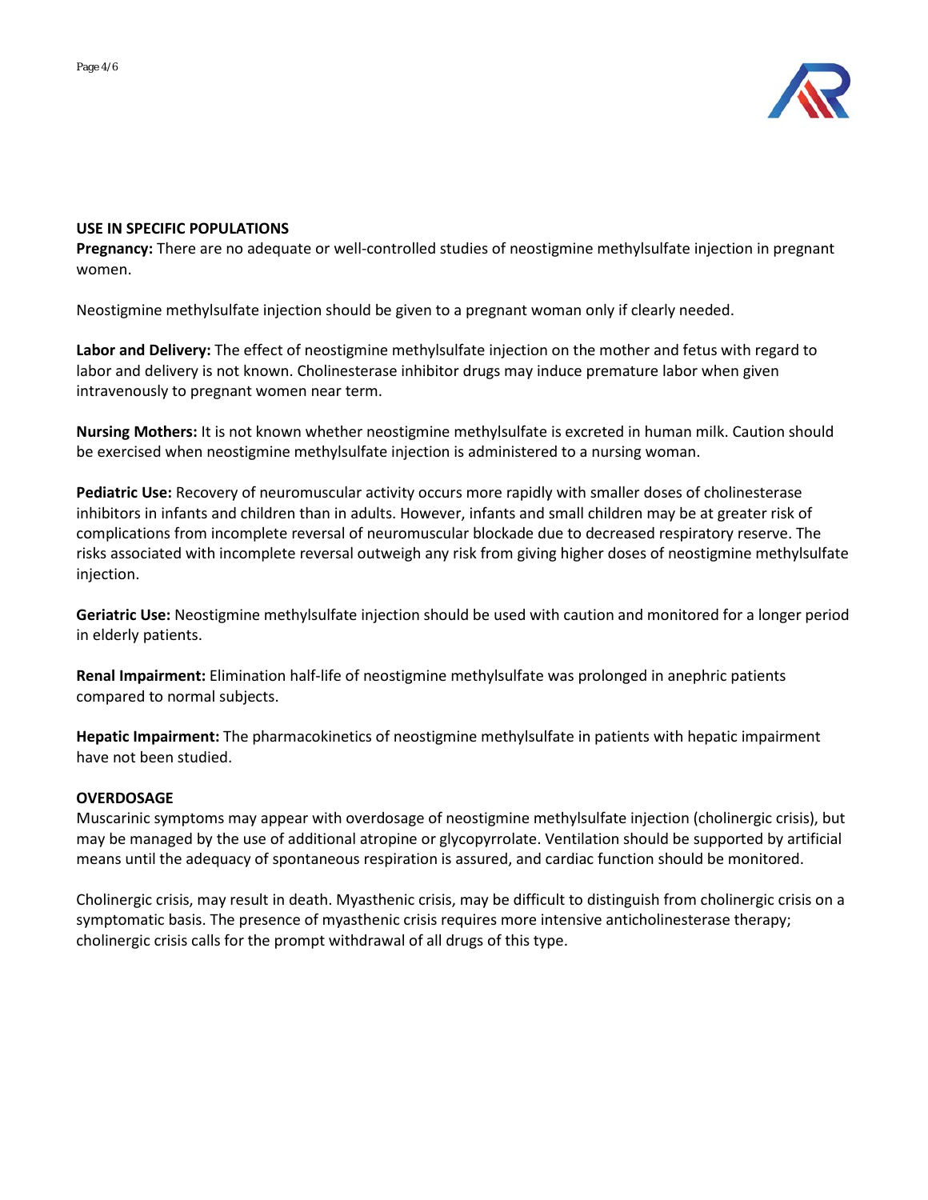## USE IN SPECIFIC POPULATIONS

**Pregnancy:** There are no adequate or well-controlled studies of neostigmine methylsulfate injection in pregnant women.

Neostigmine methylsulfate injection should be given to a pregnant woman only if clearly needed.

**Labor and Delivery:** The effect of neostigmine methylsulfate injection on the mother and fetus with regard to labor and delivery is not known. Cholinesterase inhibitor drugs may induce premature labor when given intravenously to pregnant women near term.

**Nursing Mothers:** It is not known whether neostigmine methylsulfate is excreted in human milk. Caution should be exercised when neostigmine methylsulfate injection is administered to a nursing woman.

**Pediatric Use:** Recovery of neuromuscular activity occurs more rapidly with smaller doses of cholinesterase inhibitors in infants and children than in adults. However, infants and small children may be at greater risk of complications from incomplete reversal of neuromuscular blockade due to decreased respiratory reserve. The risks associated with incomplete reversal outweigh any risk from giving higher doses of neostigmine methylsulfate injection.

**Geriatric Use:** Neostigmine methylsulfate injection should be used with caution and monitored for a longer period in elderly patients.

**Renal Impairment:** Elimination half-life of neostigmine methylsulfate was prolonged in anephric patients compared to normal subjects.

**Hepatic Impairment:** The pharmacokinetics of neostigmine methylsulfate in patients with hepatic impairment have not been studied.

## OVERDOSAGE

Muscarinic symptoms may appear with overdosage of neostigmine methylsulfate injection (cholinergic crisis), but may be managed by the use of additional atropine or glycopyrrolate. Ventilation should be supported by artificial means until the adequacy of spontaneous respiration is assured, and cardiac function should be monitored.

Cholinergic crisis, may result in death. Myasthenic crisis, may be difficult to distinguish from cholinergic crisis on a symptomatic basis. The presence of myasthenic crisis requires more intensive anticholinesterase therapy; cholinergic crisis calls for the prompt withdrawal of all drugs of this type.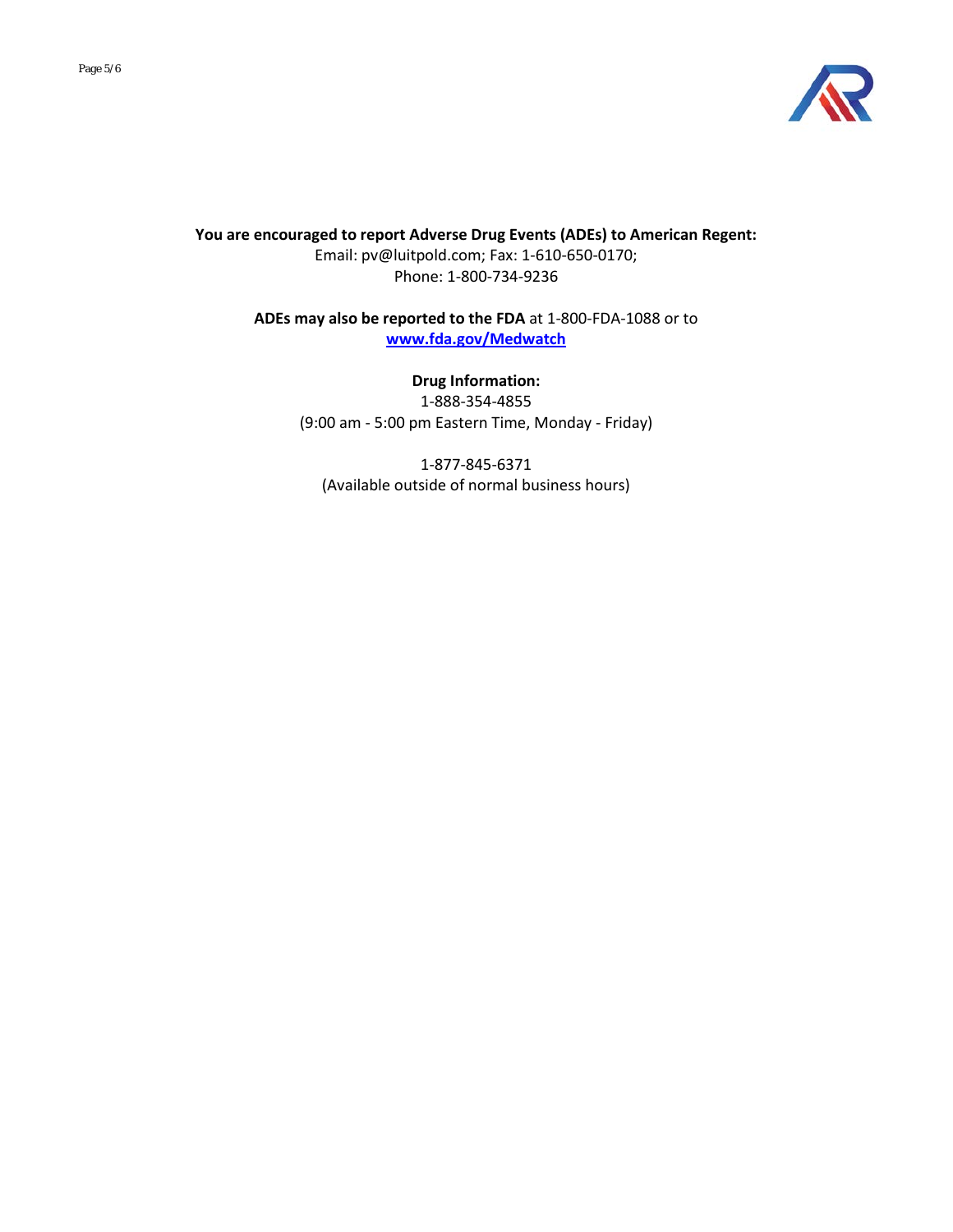**You are encouraged to report Adverse Drug Events (ADEs) to American Regent:**
Email: pv@luitpold.com; Fax: 1-610-650-0170;
Phone: 1-800-734-9236

**ADEs may also be reported to the FDA** at 1-800-FDA-1088 or to
**www.fda.gov/Medwatch**

**Drug Information:**
1-888-354-4855
(9:00 am - 5:00 pm Eastern Time, Monday - Friday)

1-877-845-6371
(Available outside of normal business hours)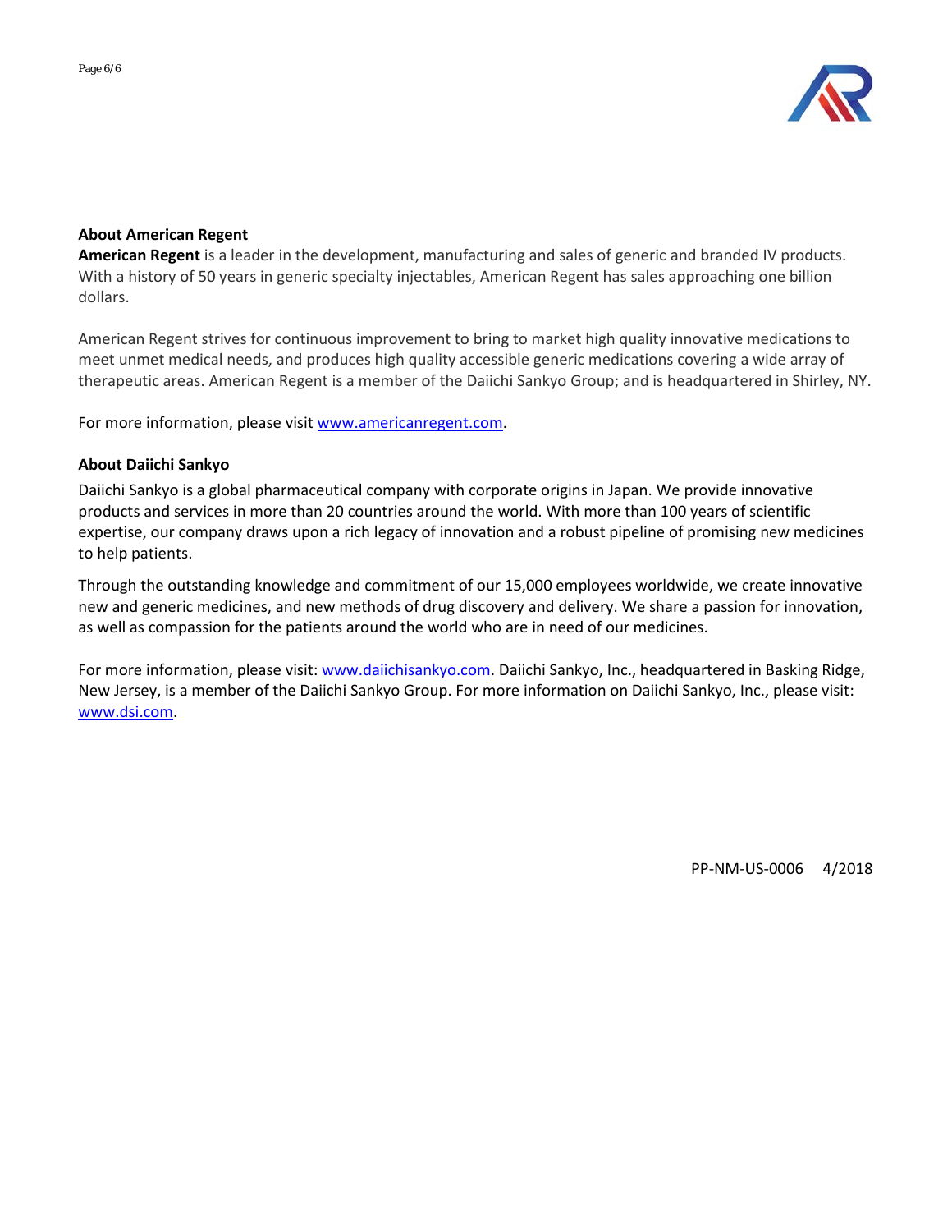**About American Regent**

**American Regent** is a leader in the development, manufacturing and sales of generic and branded IV products. With a history of 50 years in generic specialty injectables, American Regent has sales approaching one billion dollars.

American Regent strives for continuous improvement to bring to market high quality innovative medications to meet unmet medical needs, and produces high quality accessible generic medications covering a wide array of therapeutic areas. American Regent is a member of the Daiichi Sankyo Group; and is headquartered in Shirley, NY.

For more information, please visit www.americanregent.com.

**About Daiichi Sankyo**

Daiichi Sankyo is a global pharmaceutical company with corporate origins in Japan. We provide innovative products and services in more than 20 countries around the world. With more than 100 years of scientific expertise, our company draws upon a rich legacy of innovation and a robust pipeline of promising new medicines to help patients.

Through the outstanding knowledge and commitment of our 15,000 employees worldwide, we create innovative new and generic medicines, and new methods of drug discovery and delivery. We share a passion for innovation, as well as compassion for the patients around the world who are in need of our medicines.

For more information, please visit: www.daiichisankyo.com. Daiichi Sankyo, Inc., headquartered in Basking Ridge, New Jersey, is a member of the Daiichi Sankyo Group. For more information on Daiichi Sankyo, Inc., please visit: www.dsi.com.

PP-NM-US-0006 4/2018